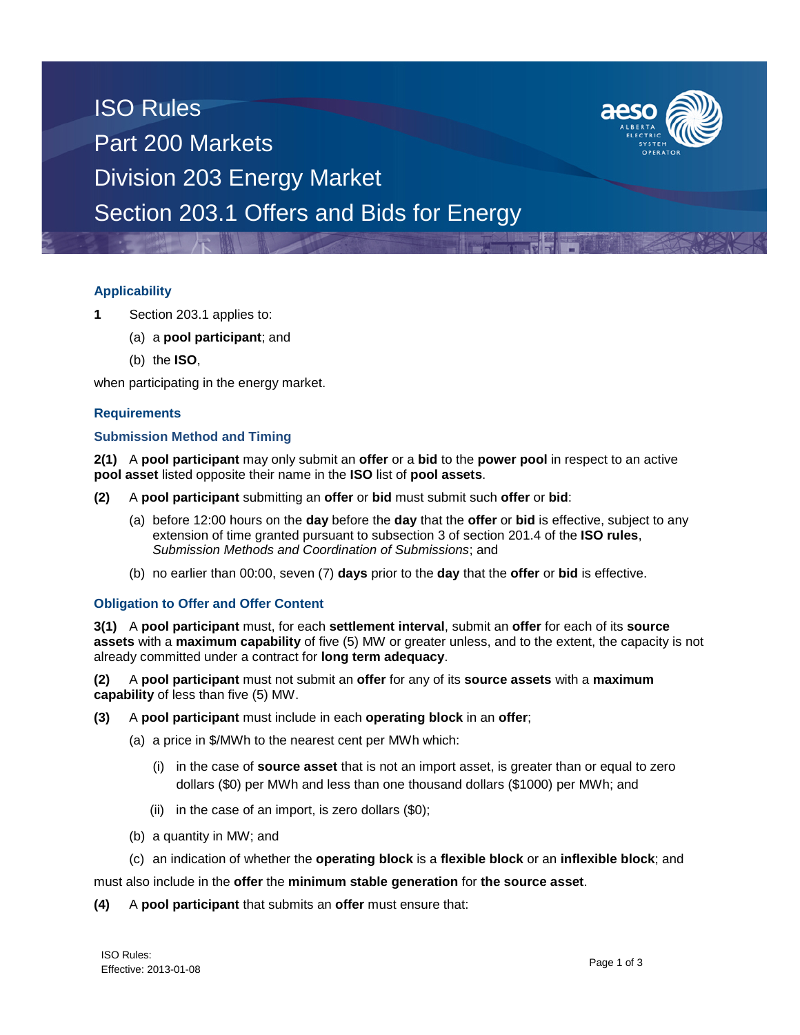# ISO Rules
# Part 200 Markets
# Division 203 Energy Market
# Section 203.1 Offers and Bids for Energy

## Applicability

**1** Section 203.1 applies to:

(a) a **pool participant**; and

(b) the **ISO**,

when participating in the energy market.

## Requirements

### Submission Method and Timing

**2(1)** A **pool participant** may only submit an **offer** or a **bid** to the **power pool** in respect to an active **pool asset** listed opposite their name in the **ISO** list of **pool assets**.

**(2)** A **pool participant** submitting an **offer** or **bid** must submit such **offer** or **bid**:

(a) before 12:00 hours on the **day** before the **day** that the **offer** or **bid** is effective, subject to any extension of time granted pursuant to subsection 3 of section 201.4 of the **ISO rules**, *Submission Methods and Coordination of Submissions*; and

(b) no earlier than 00:00, seven (7) **days** prior to the **day** that the **offer** or **bid** is effective.

### Obligation to Offer and Offer Content

**3(1)** A **pool participant** must, for each **settlement interval**, submit an **offer** for each of its **source assets** with a **maximum capability** of five (5) MW or greater unless, and to the extent, the capacity is not already committed under a contract for **long term adequacy**.

**(2)** A **pool participant** must not submit an **offer** for any of its **source assets** with a **maximum capability** of less than five (5) MW.

**(3)** A **pool participant** must include in each **operating block** in an **offer**;

(a) a price in $/MWh to the nearest cent per MWh which:

(i) in the case of **source asset** that is not an import asset, is greater than or equal to zero dollars ($0) per MWh and less than one thousand dollars ($1000) per MWh; and

(ii) in the case of an import, is zero dollars ($0);

(b) a quantity in MW; and

(c) an indication of whether the **operating block** is a **flexible block** or an **inflexible block**; and

must also include in the **offer** the **minimum stable generation** for **the source asset**.

**(4)** A **pool participant** that submits an **offer** must ensure that: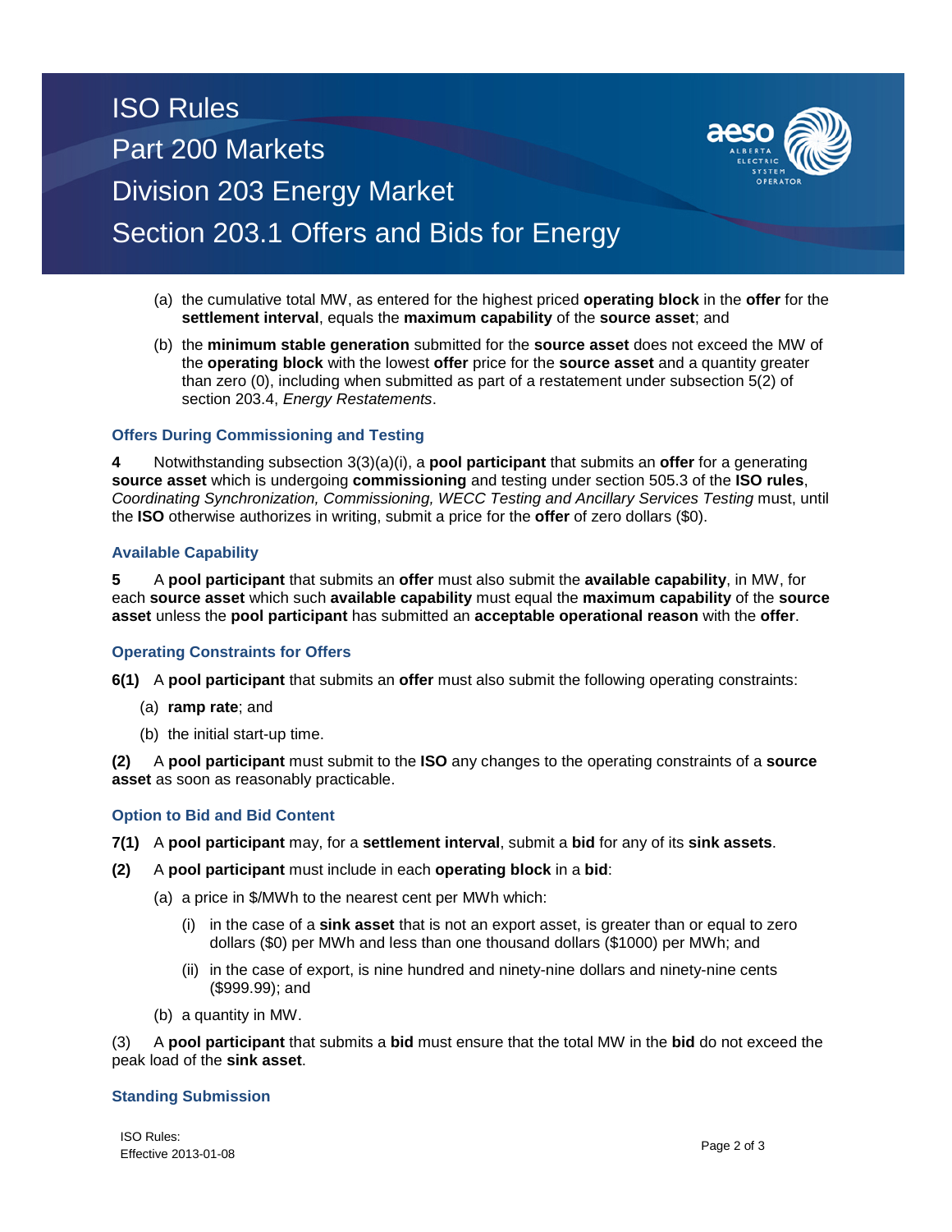(a) the cumulative total MW, as entered for the highest priced **operating block** in the **offer** for the **settlement interval**, equals the **maximum capability** of the **source asset**; and

(b) the **minimum stable generation** submitted for the **source asset** does not exceed the MW of the **operating block** with the lowest **offer** price for the **source asset** and a quantity greater than zero (0), including when submitted as part of a restatement under subsection 5(2) of section 203.4, *Energy Restatements*.

### Offers During Commissioning and Testing

**4** Notwithstanding subsection 3(3)(a)(i), a **pool participant** that submits an **offer** for a generating **source asset** which is undergoing **commissioning** and testing under section 505.3 of the **ISO rules**, *Coordinating Synchronization, Commissioning, WECC Testing and Ancillary Services Testing* must, until the **ISO** otherwise authorizes in writing, submit a price for the **offer** of zero dollars ($0).

### Available Capability

**5** A **pool participant** that submits an **offer** must also submit the **available capability**, in MW, for each **source asset** which such **available capability** must equal the **maximum capability** of the **source asset** unless the **pool participant** has submitted an **acceptable operational reason** with the **offer**.

### Operating Constraints for Offers

**6(1)** A **pool participant** that submits an **offer** must also submit the following operating constraints:

(a) **ramp rate**; and

(b) the initial start-up time.

**(2)** A **pool participant** must submit to the **ISO** any changes to the operating constraints of a **source asset** as soon as reasonably practicable.

### Option to Bid and Bid Content

**7(1)** A **pool participant** may, for a **settlement interval**, submit a **bid** for any of its **sink assets**.

**(2)** A **pool participant** must include in each **operating block** in a **bid**:

(a) a price in $/MWh to the nearest cent per MWh which:

(i) in the case of a **sink asset** that is not an export asset, is greater than or equal to zero dollars ($0) per MWh and less than one thousand dollars ($1000) per MWh; and

(ii) in the case of export, is nine hundred and ninety-nine dollars and ninety-nine cents ($999.99); and

(b) a quantity in MW.

(3) A **pool participant** that submits a **bid** must ensure that the total MW in the **bid** do not exceed the peak load of the **sink asset**.

### Standing Submission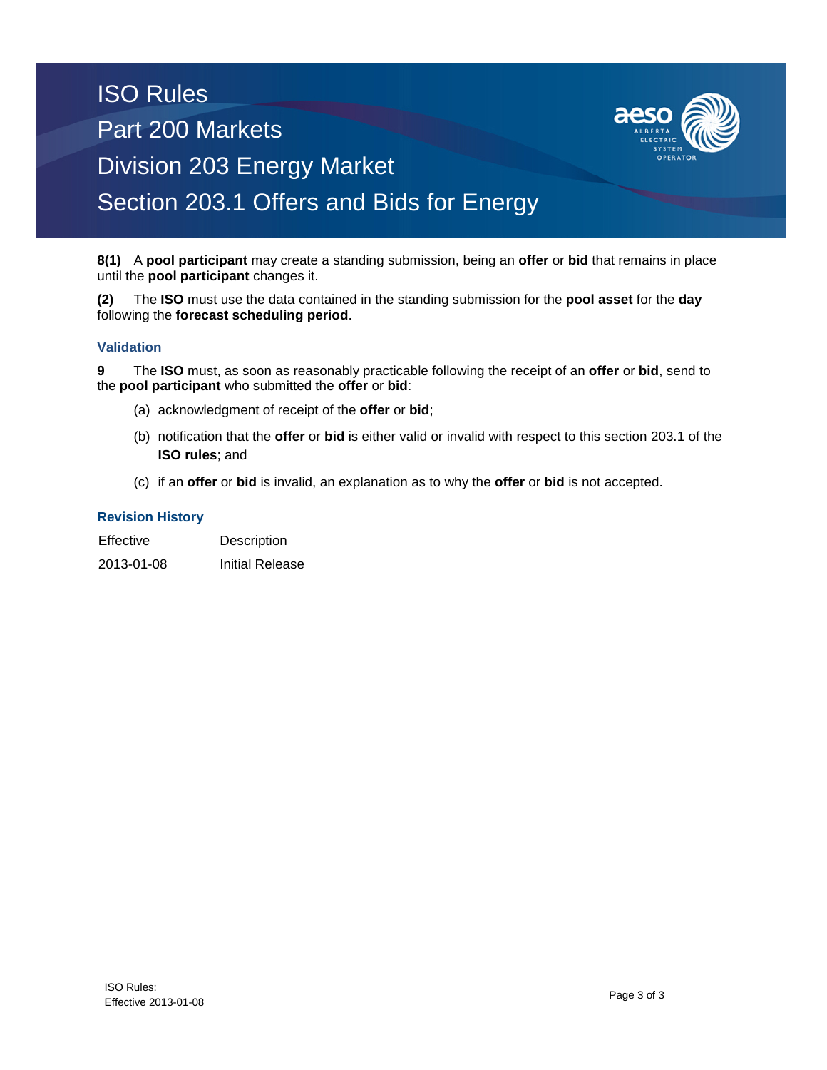**8(1)** A **pool participant** may create a standing submission, being an **offer** or **bid** that remains in place until the **pool participant** changes it.

**(2)** The **ISO** must use the data contained in the standing submission for the **pool asset** for the **day** following the **forecast scheduling period**.

### Validation

**9** The **ISO** must, as soon as reasonably practicable following the receipt of an **offer** or **bid**, send to the **pool participant** who submitted the **offer** or **bid**:

(a) acknowledgment of receipt of the **offer** or **bid**;

(b) notification that the **offer** or **bid** is either valid or invalid with respect to this section 203.1 of the **ISO rules**; and

(c) if an **offer** or **bid** is invalid, an explanation as to why the **offer** or **bid** is not accepted.

### Revision History

| Effective | Description |
|---|---|
| 2013-01-08 | Initial Release |